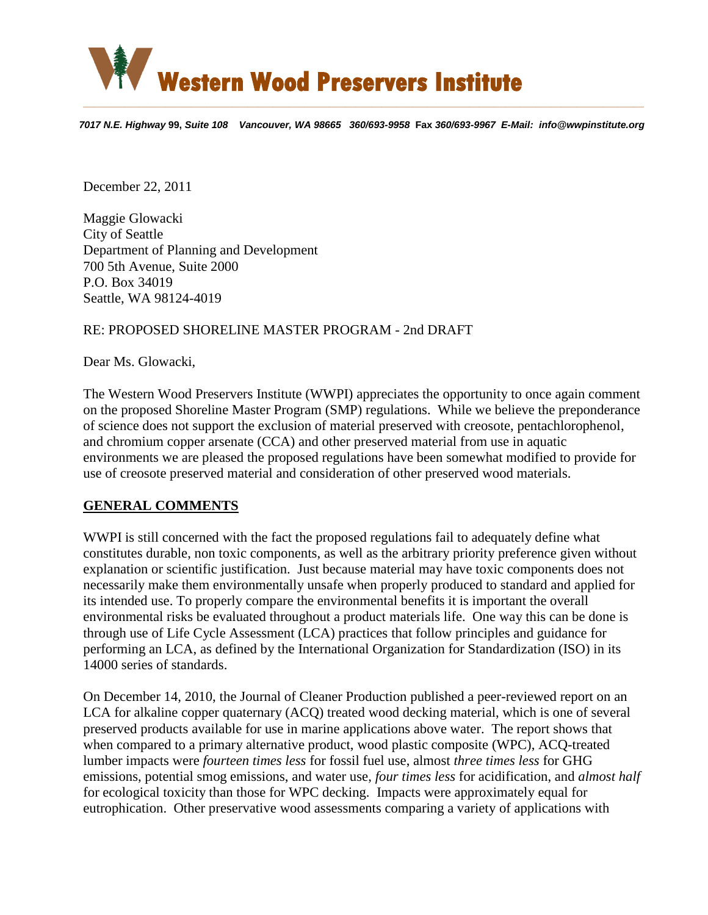# Western Wood Preservers Institute

*7017 N.E. Highway* **99**, *Suite 108 Vancouver, WA 98665 360/693-9958* **Fax** *360/693-9967 E-Mail: info@wwpinstitute.org*

December 22, 2011

Maggie Glowacki
City of Seattle
Department of Planning and Development
700 5th Avenue, Suite 2000
P.O. Box 34019
Seattle, WA 98124-4019

RE: PROPOSED SHORELINE MASTER PROGRAM - 2nd DRAFT

Dear Ms. Glowacki,

The Western Wood Preservers Institute (WWPI) appreciates the opportunity to once again comment on the proposed Shoreline Master Program (SMP) regulations. While we believe the preponderance of science does not support the exclusion of material preserved with creosote, pentachlorophenol, and chromium copper arsenate (CCA) and other preserved material from use in aquatic environments we are pleased the proposed regulations have been somewhat modified to provide for use of creosote preserved material and consideration of other preserved wood materials.

## GENERAL COMMENTS

WWPI is still concerned with the fact the proposed regulations fail to adequately define what constitutes durable, non toxic components, as well as the arbitrary priority preference given without explanation or scientific justification. Just because material may have toxic components does not necessarily make them environmentally unsafe when properly produced to standard and applied for its intended use. To properly compare the environmental benefits it is important the overall environmental risks be evaluated throughout a product materials life. One way this can be done is through use of Life Cycle Assessment (LCA) practices that follow principles and guidance for performing an LCA, as defined by the International Organization for Standardization (ISO) in its 14000 series of standards.

On December 14, 2010, the Journal of Cleaner Production published a peer-reviewed report on an LCA for alkaline copper quaternary (ACQ) treated wood decking material, which is one of several preserved products available for use in marine applications above water. The report shows that when compared to a primary alternative product, wood plastic composite (WPC), ACQ-treated lumber impacts were *fourteen times less* for fossil fuel use, almost *three times less* for GHG emissions, potential smog emissions, and water use, *four times less* for acidification, and *almost half* for ecological toxicity than those for WPC decking. Impacts were approximately equal for eutrophication. Other preservative wood assessments comparing a variety of applications with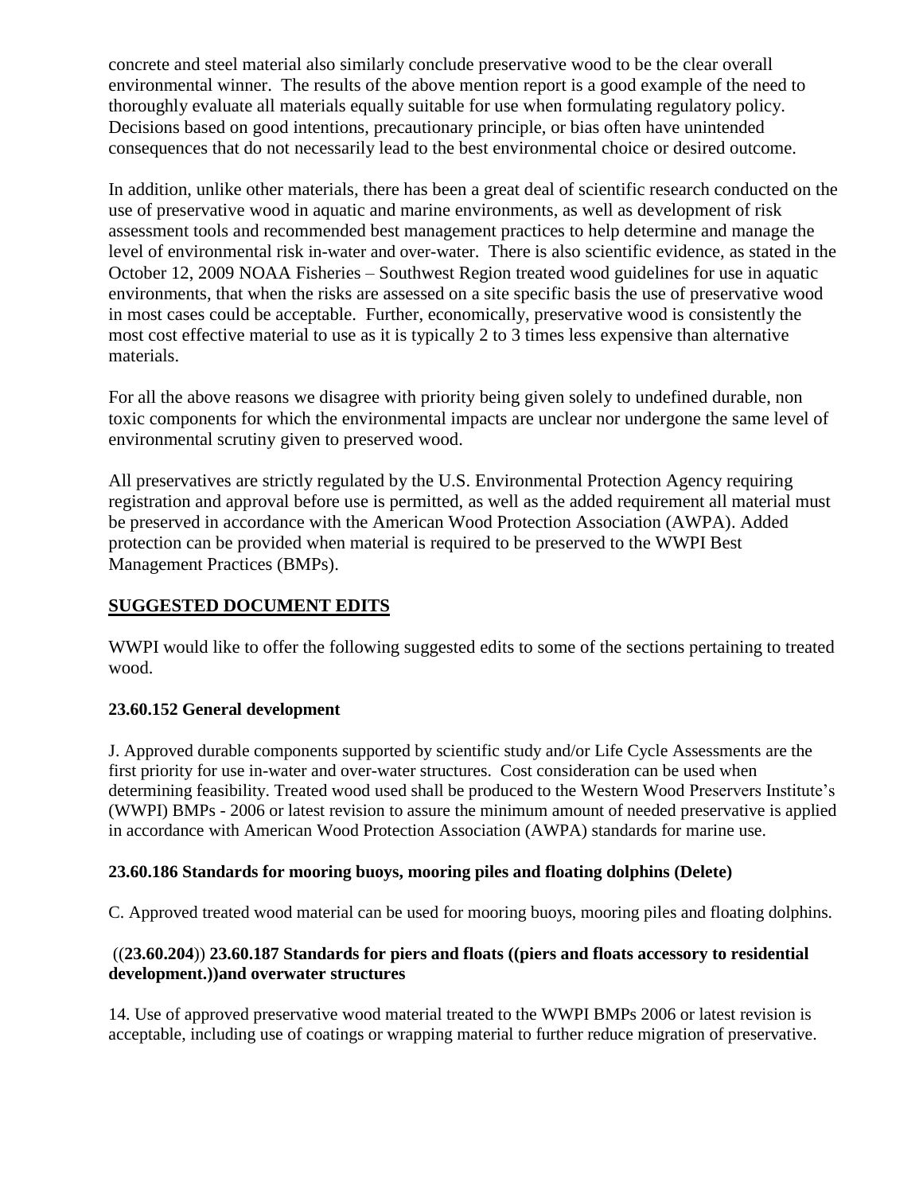concrete and steel material also similarly conclude preservative wood to be the clear overall environmental winner. The results of the above mention report is a good example of the need to thoroughly evaluate all materials equally suitable for use when formulating regulatory policy. Decisions based on good intentions, precautionary principle, or bias often have unintended consequences that do not necessarily lead to the best environmental choice or desired outcome.

In addition, unlike other materials, there has been a great deal of scientific research conducted on the use of preservative wood in aquatic and marine environments, as well as development of risk assessment tools and recommended best management practices to help determine and manage the level of environmental risk in-water and over-water. There is also scientific evidence, as stated in the October 12, 2009 NOAA Fisheries – Southwest Region treated wood guidelines for use in aquatic environments, that when the risks are assessed on a site specific basis the use of preservative wood in most cases could be acceptable. Further, economically, preservative wood is consistently the most cost effective material to use as it is typically 2 to 3 times less expensive than alternative materials.

For all the above reasons we disagree with priority being given solely to undefined durable, non toxic components for which the environmental impacts are unclear nor undergone the same level of environmental scrutiny given to preserved wood.

All preservatives are strictly regulated by the U.S. Environmental Protection Agency requiring registration and approval before use is permitted, as well as the added requirement all material must be preserved in accordance with the American Wood Protection Association (AWPA). Added protection can be provided when material is required to be preserved to the WWPI Best Management Practices (BMPs).

## SUGGESTED DOCUMENT EDITS

WWPI would like to offer the following suggested edits to some of the sections pertaining to treated wood.

### 23.60.152 General development

J. Approved durable components supported by scientific study and/or Life Cycle Assessments are the first priority for use in-water and over-water structures. Cost consideration can be used when determining feasibility. Treated wood used shall be produced to the Western Wood Preservers Institute's (WWPI) BMPs - 2006 or latest revision to assure the minimum amount of needed preservative is applied in accordance with American Wood Protection Association (AWPA) standards for marine use.

### 23.60.186 Standards for mooring buoys, mooring piles and floating dolphins (Delete)

C. Approved treated wood material can be used for mooring buoys, mooring piles and floating dolphins.

### ((23.60.204)) 23.60.187 Standards for piers and floats ((piers and floats accessory to residential development.))and overwater structures

14. Use of approved preservative wood material treated to the WWPI BMPs 2006 or latest revision is acceptable, including use of coatings or wrapping material to further reduce migration of preservative.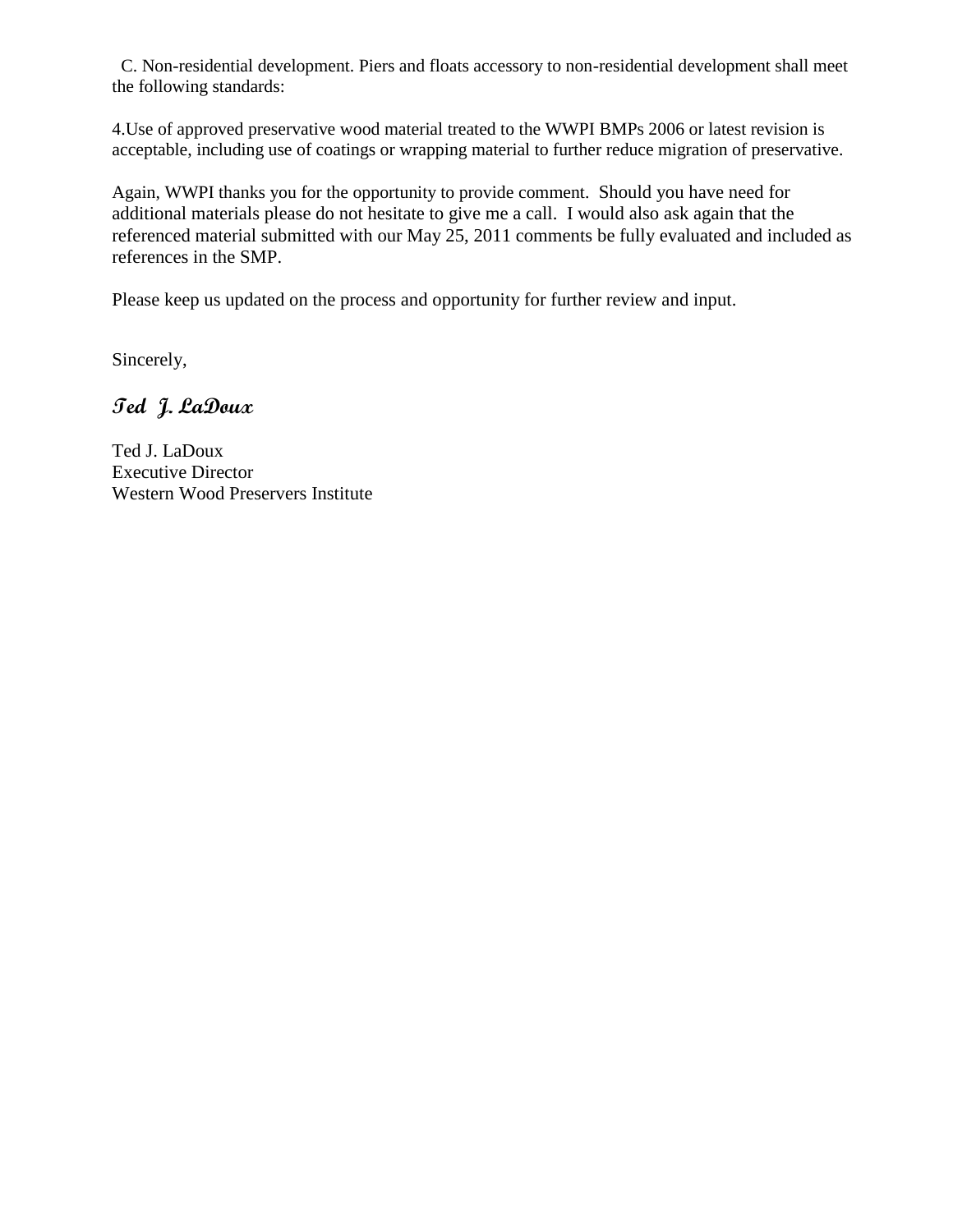C. Non-residential development. Piers and floats accessory to non-residential development shall meet the following standards:

4.Use of approved preservative wood material treated to the WWPI BMPs 2006 or latest revision is acceptable, including use of coatings or wrapping material to further reduce migration of preservative.

Again, WWPI thanks you for the opportunity to provide comment. Should you have need for additional materials please do not hesitate to give me a call. I would also ask again that the referenced material submitted with our May 25, 2011 comments be fully evaluated and included as references in the SMP.

Please keep us updated on the process and opportunity for further review and input.

Sincerely,

*Ted J. LaDoux*

Ted J. LaDoux
Executive Director
Western Wood Preservers Institute